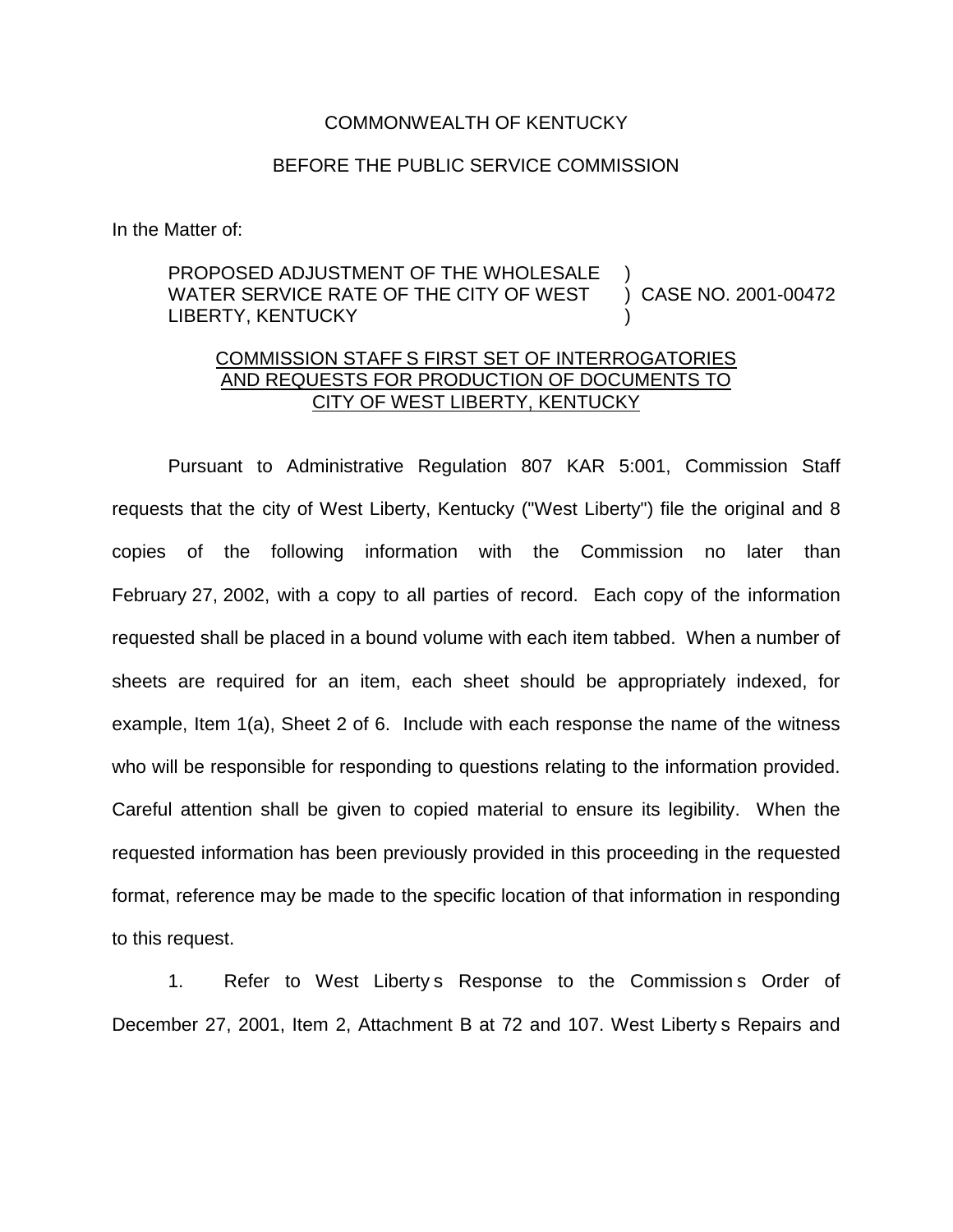COMMONWEALTH OF KENTUCKY

BEFORE THE PUBLIC SERVICE COMMISSION

In the Matter of:

PROPOSED ADJUSTMENT OF THE WHOLESALE WATER SERVICE RATE OF THE CITY OF WEST LIBERTY, KENTUCKY ) CASE NO. 2001-00472

COMMISSION STAFF S FIRST SET OF INTERROGATORIES AND REQUESTS FOR PRODUCTION OF DOCUMENTS TO CITY OF WEST LIBERTY, KENTUCKY

Pursuant to Administrative Regulation 807 KAR 5:001, Commission Staff requests that the city of West Liberty, Kentucky ("West Liberty") file the original and 8 copies of the following information with the Commission no later than February 27, 2002, with a copy to all parties of record. Each copy of the information requested shall be placed in a bound volume with each item tabbed. When a number of sheets are required for an item, each sheet should be appropriately indexed, for example, Item 1(a), Sheet 2 of 6. Include with each response the name of the witness who will be responsible for responding to questions relating to the information provided. Careful attention shall be given to copied material to ensure its legibility. When the requested information has been previously provided in this proceeding in the requested format, reference may be made to the specific location of that information in responding to this request.

1. Refer to West Liberty s Response to the Commission s Order of December 27, 2001, Item 2, Attachment B at 72 and 107. West Liberty s Repairs and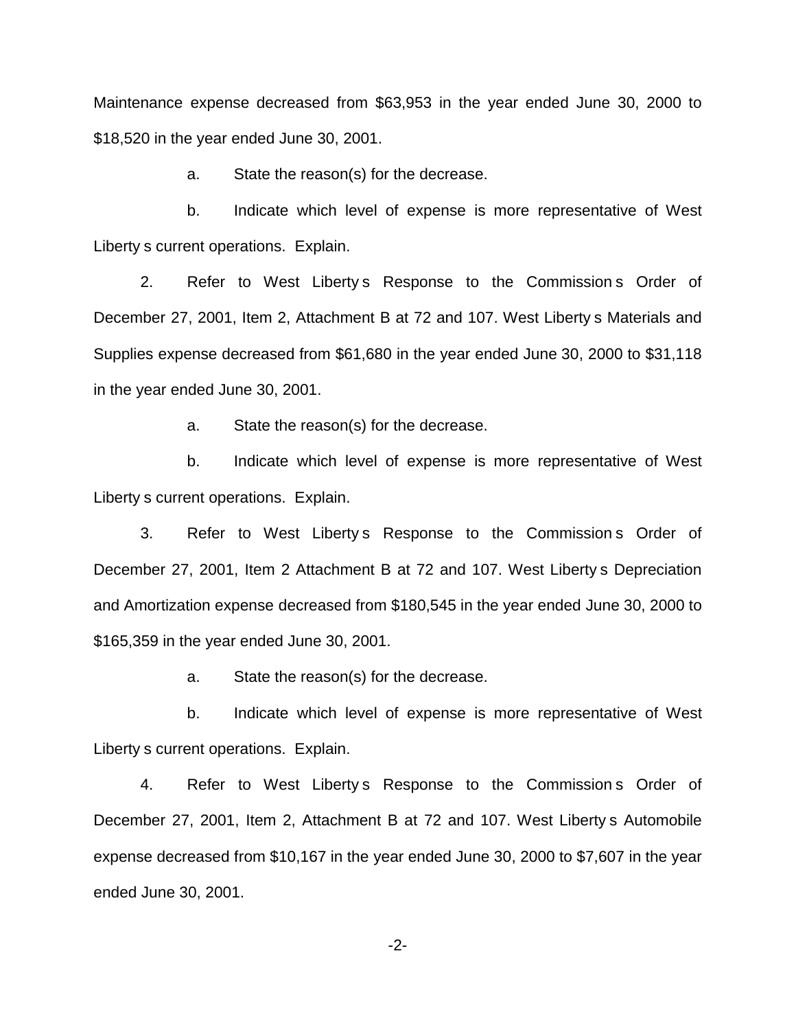Maintenance expense decreased from $63,953 in the year ended June 30, 2000 to $18,520 in the year ended June 30, 2001.

a. State the reason(s) for the decrease.

b. Indicate which level of expense is more representative of West Liberty s current operations. Explain.

2. Refer to West Liberty s Response to the Commission s Order of December 27, 2001, Item 2, Attachment B at 72 and 107. West Liberty s Materials and Supplies expense decreased from $61,680 in the year ended June 30, 2000 to $31,118 in the year ended June 30, 2001.

a. State the reason(s) for the decrease.

b. Indicate which level of expense is more representative of West Liberty s current operations. Explain.

3. Refer to West Liberty s Response to the Commission s Order of December 27, 2001, Item 2 Attachment B at 72 and 107. West Liberty s Depreciation and Amortization expense decreased from $180,545 in the year ended June 30, 2000 to $165,359 in the year ended June 30, 2001.

a. State the reason(s) for the decrease.

b. Indicate which level of expense is more representative of West Liberty s current operations. Explain.

4. Refer to West Liberty s Response to the Commission s Order of December 27, 2001, Item 2, Attachment B at 72 and 107. West Liberty s Automobile expense decreased from $10,167 in the year ended June 30, 2000 to $7,607 in the year ended June 30, 2001.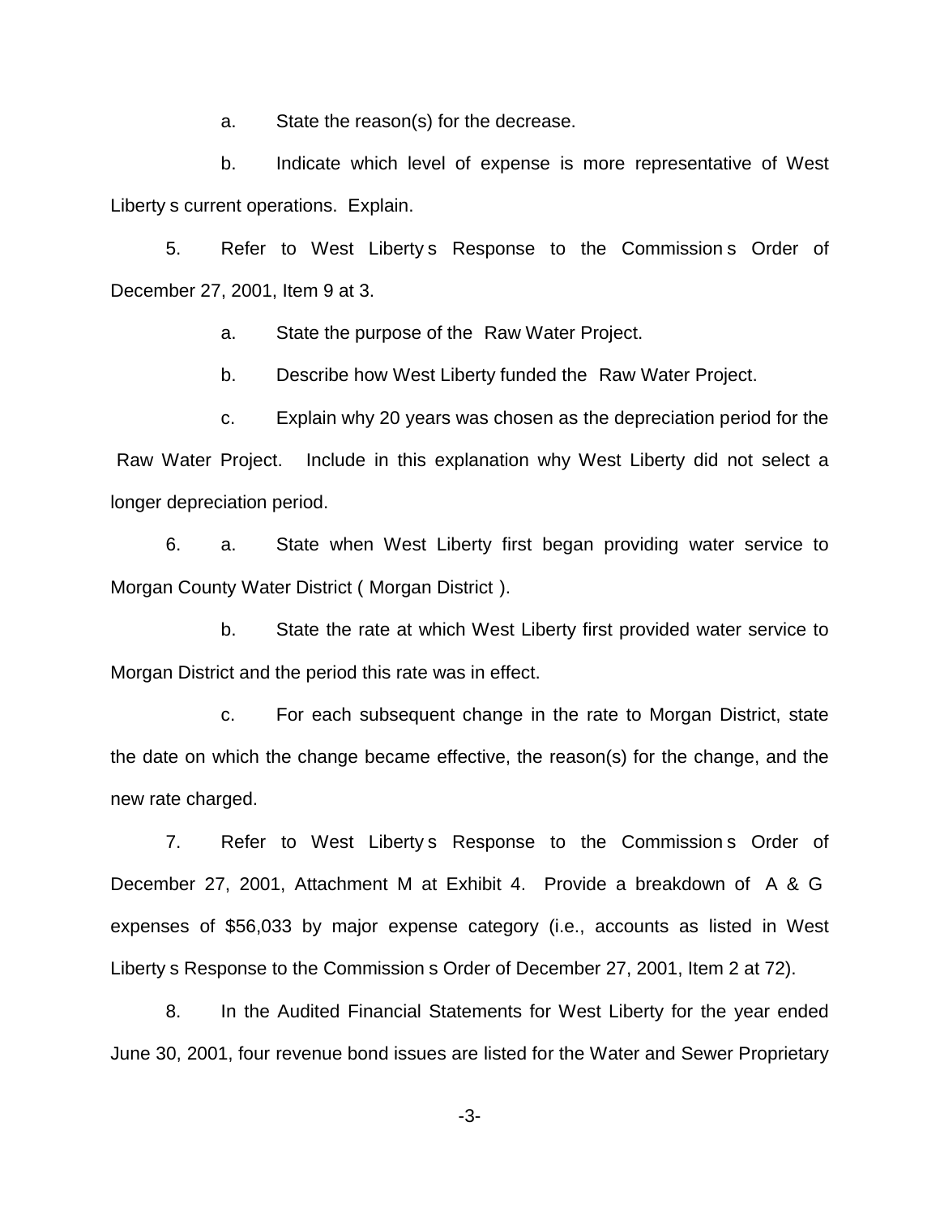a. State the reason(s) for the decrease.

b. Indicate which level of expense is more representative of West Liberty s current operations. Explain.

5. Refer to West Liberty s Response to the Commission s Order of December 27, 2001, Item 9 at 3.

a. State the purpose of the Raw Water Project.

b. Describe how West Liberty funded the Raw Water Project.

c. Explain why 20 years was chosen as the depreciation period for the Raw Water Project. Include in this explanation why West Liberty did not select a longer depreciation period.

6. a. State when West Liberty first began providing water service to Morgan County Water District ( Morgan District ).

b. State the rate at which West Liberty first provided water service to Morgan District and the period this rate was in effect.

c. For each subsequent change in the rate to Morgan District, state the date on which the change became effective, the reason(s) for the change, and the new rate charged.

7. Refer to West Liberty s Response to the Commission s Order of December 27, 2001, Attachment M at Exhibit 4. Provide a breakdown of A & G expenses of $56,033 by major expense category (i.e., accounts as listed in West Liberty s Response to the Commission s Order of December 27, 2001, Item 2 at 72).

8. In the Audited Financial Statements for West Liberty for the year ended June 30, 2001, four revenue bond issues are listed for the Water and Sewer Proprietary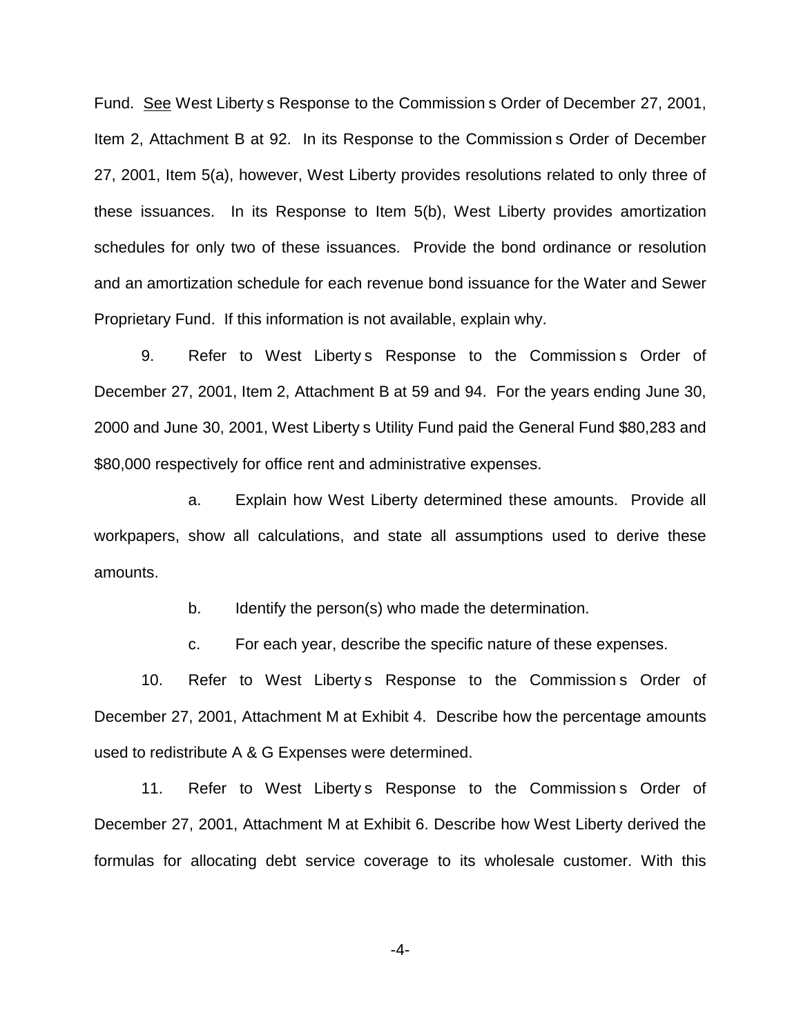Fund. <u>See</u> West Liberty s Response to the Commission s Order of December 27, 2001, Item 2, Attachment B at 92. In its Response to the Commission s Order of December 27, 2001, Item 5(a), however, West Liberty provides resolutions related to only three of these issuances. In its Response to Item 5(b), West Liberty provides amortization schedules for only two of these issuances. Provide the bond ordinance or resolution and an amortization schedule for each revenue bond issuance for the Water and Sewer Proprietary Fund. If this information is not available, explain why.

9. Refer to West Liberty s Response to the Commission s Order of December 27, 2001, Item 2, Attachment B at 59 and 94. For the years ending June 30, 2000 and June 30, 2001, West Liberty s Utility Fund paid the General Fund $80,283 and $80,000 respectively for office rent and administrative expenses.

a. Explain how West Liberty determined these amounts. Provide all workpapers, show all calculations, and state all assumptions used to derive these amounts.

b. Identify the person(s) who made the determination.

c. For each year, describe the specific nature of these expenses.

10. Refer to West Liberty s Response to the Commission s Order of December 27, 2001, Attachment M at Exhibit 4. Describe how the percentage amounts used to redistribute A & G Expenses were determined.

11. Refer to West Liberty s Response to the Commission s Order of December 27, 2001, Attachment M at Exhibit 6. Describe how West Liberty derived the formulas for allocating debt service coverage to its wholesale customer. With this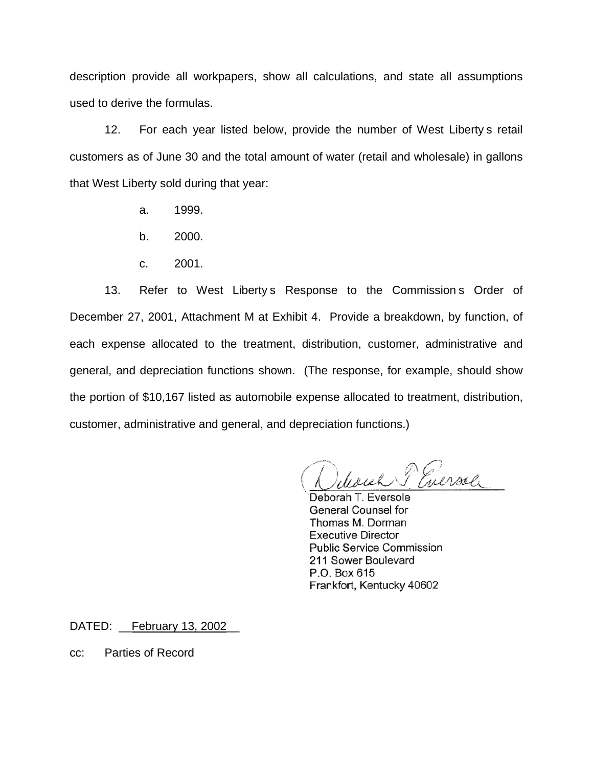description provide all workpapers, show all calculations, and state all assumptions used to derive the formulas.

12. For each year listed below, provide the number of West Liberty s retail customers as of June 30 and the total amount of water (retail and wholesale) in gallons that West Liberty sold during that year:

a. 1999.

b. 2000.

c. 2001.

13. Refer to West Liberty s Response to the Commission s Order of December 27, 2001, Attachment M at Exhibit 4. Provide a breakdown, by function, of each expense allocated to the treatment, distribution, customer, administrative and general, and depreciation functions shown. (The response, for example, should show the portion of $10,167 listed as automobile expense allocated to treatment, distribution, customer, administrative and general, and depreciation functions.)

Deborah T. Eversole
General Counsel for
Thomas M. Dorman
Executive Director
Public Service Commission
211 Sower Boulevard
P.O. Box 615
Frankfort, Kentucky 40602

DATED: February 13, 2002

cc: Parties of Record